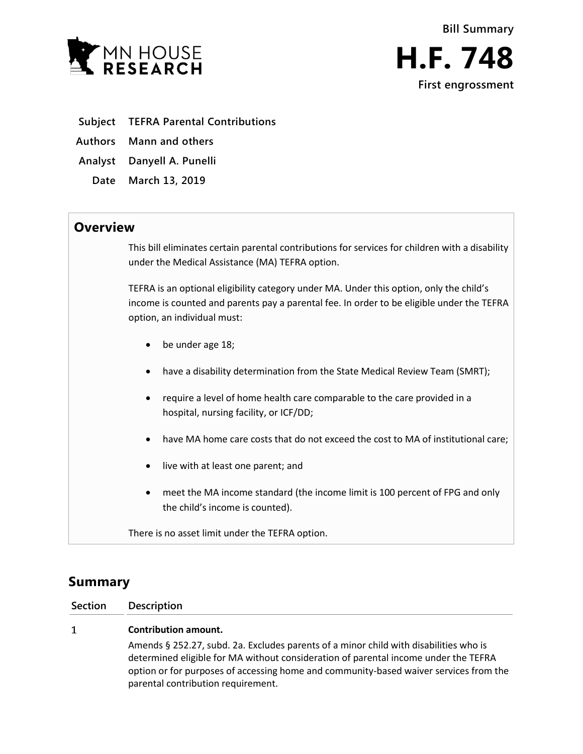Bill Summary

# H.F. 748

**First engrossment**

| | |
|---|---|
| **Subject** | **TEFRA Parental Contributions** |
| **Authors** | **Mann and others** |
| **Analyst** | **Danyell A. Punelli** |
| **Date** | **March 13, 2019** |

## Overview

This bill eliminates certain parental contributions for services for children with a disability under the Medical Assistance (MA) TEFRA option.

TEFRA is an optional eligibility category under MA. Under this option, only the child's income is counted and parents pay a parental fee. In order to be eligible under the TEFRA option, an individual must:

- be under age 18;
- have a disability determination from the State Medical Review Team (SMRT);
- require a level of home health care comparable to the care provided in a hospital, nursing facility, or ICF/DD;
- have MA home care costs that do not exceed the cost to MA of institutional care;
- live with at least one parent; and
- meet the MA income standard (the income limit is 100 percent of FPG and only the child's income is counted).

There is no asset limit under the TEFRA option.

## Summary

| Section | Description |
|---|---|
| 1 | **Contribution amount.**<br>Amends § 252.27, subd. 2a. Excludes parents of a minor child with disabilities who is determined eligible for MA without consideration of parental income under the TEFRA option or for purposes of accessing home and community-based waiver services from the parental contribution requirement. |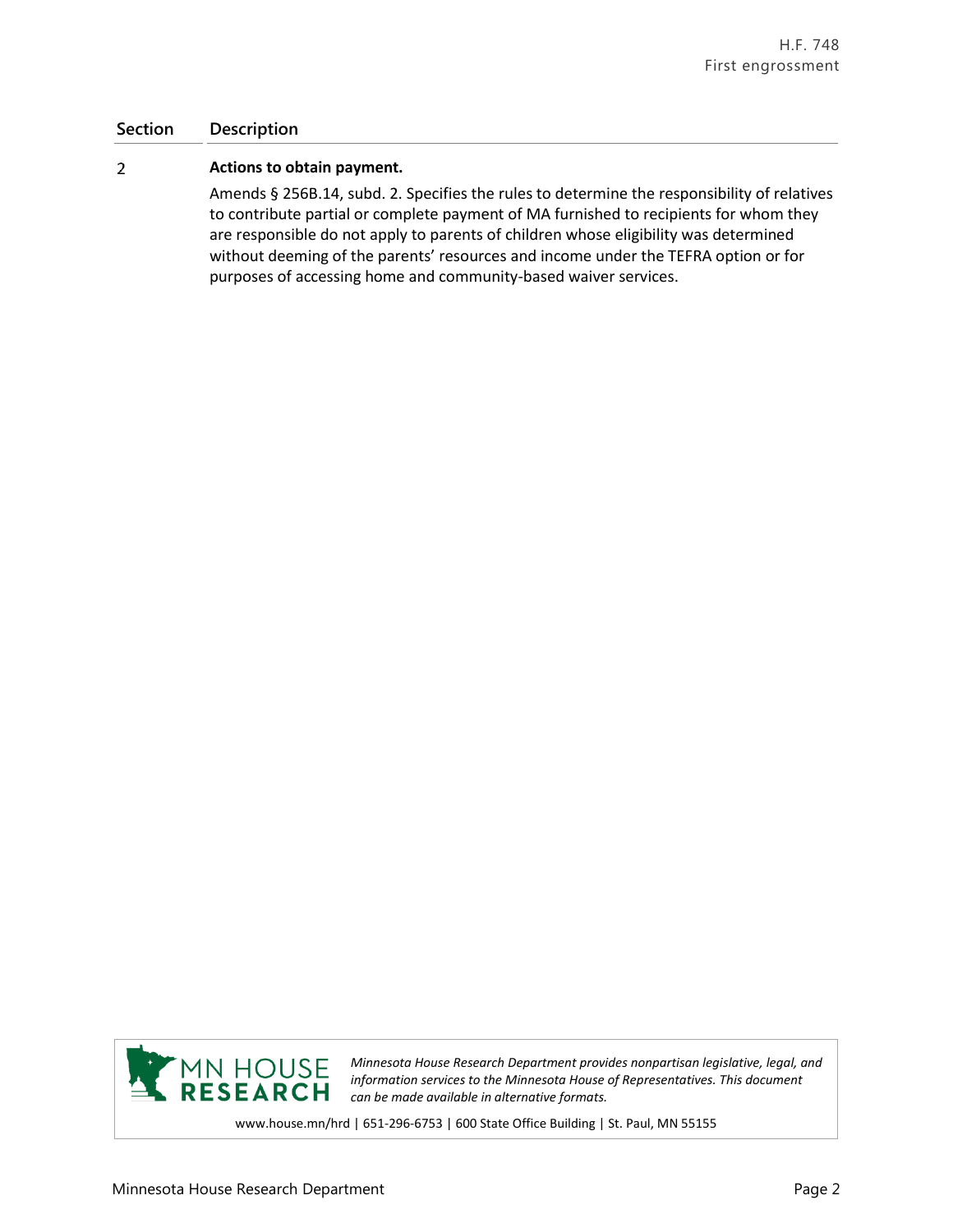| Section | Description |
|---|---|
| 2 | **Actions to obtain payment.**<br>Amends § 256B.14, subd. 2. Specifies the rules to determine the responsibility of relatives to contribute partial or complete payment of MA furnished to recipients for whom they are responsible do not apply to parents of children whose eligibility was determined without deeming of the parents' resources and income under the TEFRA option or for purposes of accessing home and community-based waiver services. |

*Minnesota House Research Department provides nonpartisan legislative, legal, and information services to the Minnesota House of Representatives. This document can be made available in alternative formats.*

www.house.mn/hrd | 651-296-6753 | 600 State Office Building | St. Paul, MN 55155